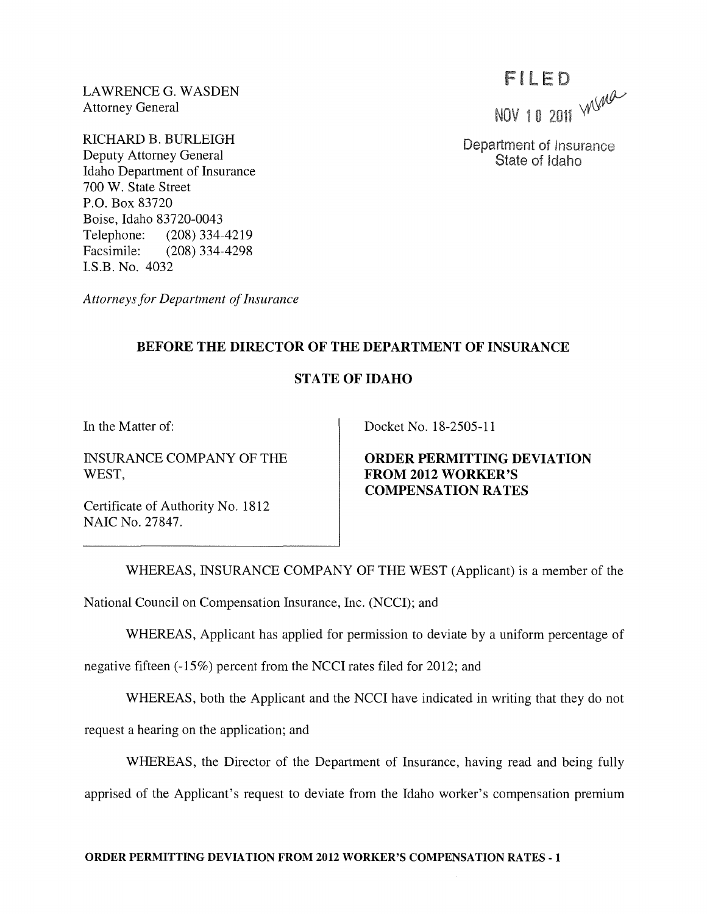LAWRENCE G. WASDEN
Attorney General

RICHARD B. BURLEIGH
Deputy Attorney General
Idaho Department of Insurance
700 W. State Street
P.O. Box 83720
Boise, Idaho 83720-0043
Telephone: (208) 334-4219
Facsimile: (208) 334-4298
I.S.B. No. 4032

*Attorneys for Department of Insurance*

FILED
NOV 10 2011
Department of Insurance
State of Idaho

**BEFORE THE DIRECTOR OF THE DEPARTMENT OF INSURANCE**

**STATE OF IDAHO**

| In the Matter of: INSURANCE COMPANY OF THE WEST, Certificate of Authority No. 1812 NAIC No. 27847. | Docket No. 18-2505-11 **ORDER PERMITTING DEVIATION FROM 2012 WORKER'S COMPENSATION RATES** |
|---|---|

WHEREAS, INSURANCE COMPANY OF THE WEST (Applicant) is a member of the National Council on Compensation Insurance, Inc. (NCCI); and

WHEREAS, Applicant has applied for permission to deviate by a uniform percentage of negative fifteen (-15%) percent from the NCCI rates filed for 2012; and

WHEREAS, both the Applicant and the NCCI have indicated in writing that they do not request a hearing on the application; and

WHEREAS, the Director of the Department of Insurance, having read and being fully apprised of the Applicant's request to deviate from the Idaho worker's compensation premium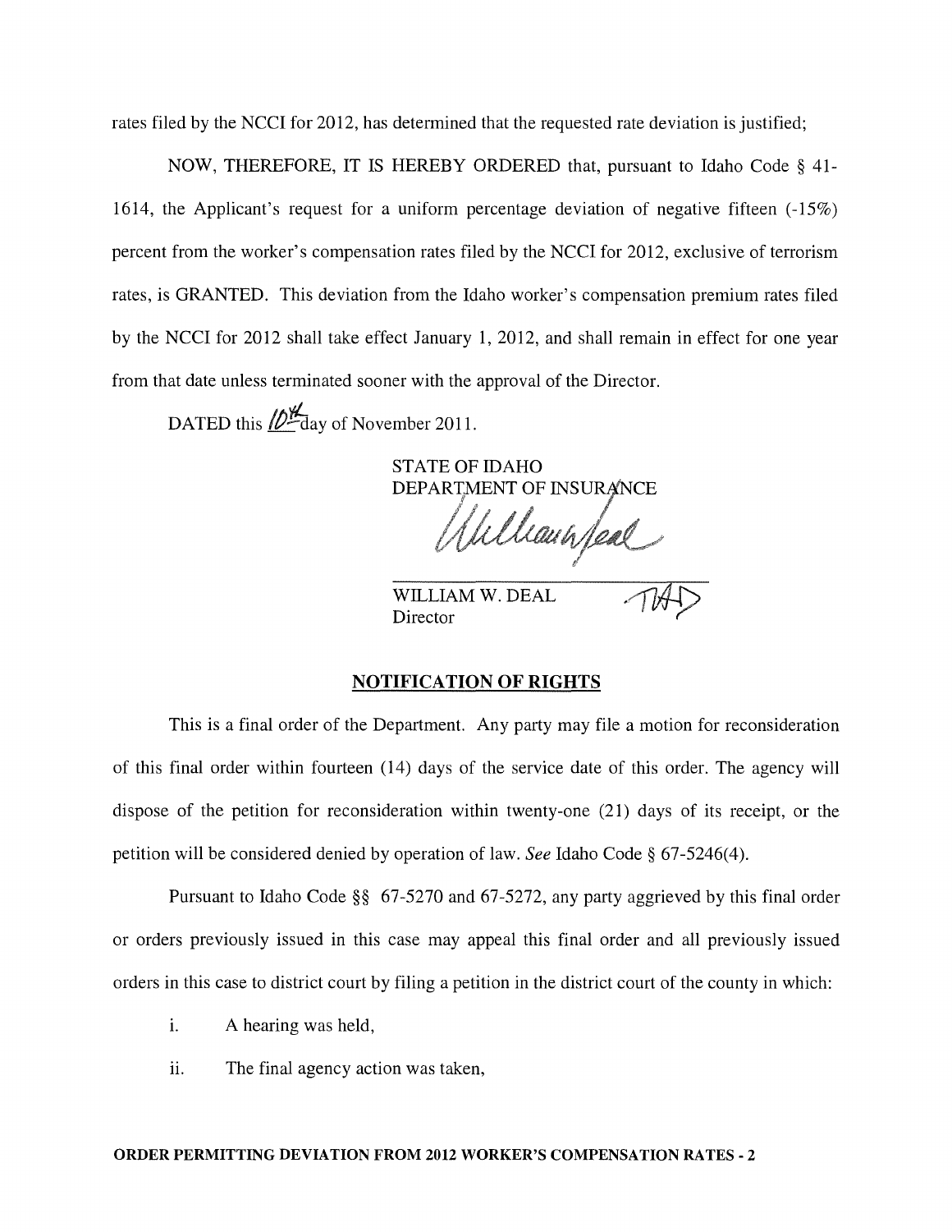rates filed by the NCCI for 2012, has determined that the requested rate deviation is justified;

NOW, THEREFORE, IT IS HEREBY ORDERED that, pursuant to Idaho Code § 41-1614, the Applicant's request for a uniform percentage deviation of negative fifteen (-15%) percent from the worker's compensation rates filed by the NCCI for 2012, exclusive of terrorism rates, is GRANTED. This deviation from the Idaho worker's compensation premium rates filed by the NCCI for 2012 shall take effect January 1, 2012, and shall remain in effect for one year from that date unless terminated sooner with the approval of the Director.

DATED this 10th day of November 2011.

STATE OF IDAHO
DEPARTMENT OF INSURANCE

WILLIAM W. DEAL
Director

## NOTIFICATION OF RIGHTS

This is a final order of the Department. Any party may file a motion for reconsideration of this final order within fourteen (14) days of the service date of this order. The agency will dispose of the petition for reconsideration within twenty-one (21) days of its receipt, or the petition will be considered denied by operation of law. *See* Idaho Code § 67-5246(4).

Pursuant to Idaho Code §§ 67-5270 and 67-5272, any party aggrieved by this final order or orders previously issued in this case may appeal this final order and all previously issued orders in this case to district court by filing a petition in the district court of the county in which:

i. A hearing was held,

ii. The final agency action was taken,

**ORDER PERMITTING DEVIATION FROM 2012 WORKER'S COMPENSATION RATES - 2**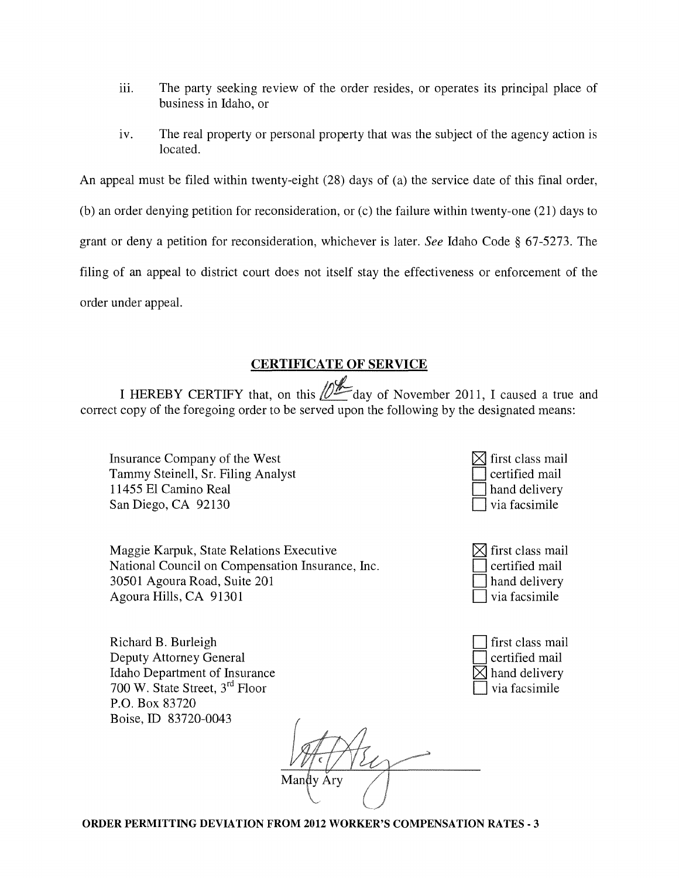iii. The party seeking review of the order resides, or operates its principal place of business in Idaho, or

iv. The real property or personal property that was the subject of the agency action is located.

An appeal must be filed within twenty-eight (28) days of (a) the service date of this final order, (b) an order denying petition for reconsideration, or (c) the failure within twenty-one (21) days to grant or deny a petition for reconsideration, whichever is later. *See* Idaho Code § 67-5273. The filing of an appeal to district court does not itself stay the effectiveness or enforcement of the order under appeal.

## CERTIFICATE OF SERVICE

I HEREBY CERTIFY that, on this 10th day of November 2011, I caused a true and correct copy of the foregoing order to be served upon the following by the designated means:

Insurance Company of the West
Tammy Steinell, Sr. Filing Analyst
11455 El Camino Real
San Diego, CA 92130

- ☒ first class mail
- ☐ certified mail
- ☐ hand delivery
- ☐ via facsimile

Maggie Karpuk, State Relations Executive
National Council on Compensation Insurance, Inc.
30501 Agoura Road, Suite 201
Agoura Hills, CA 91301

- ☒ first class mail
- ☐ certified mail
- ☐ hand delivery
- ☐ via facsimile

Richard B. Burleigh
Deputy Attorney General
Idaho Department of Insurance
700 W. State Street, 3rd Floor
P.O. Box 83720
Boise, ID 83720-0043

- ☐ first class mail
- ☐ certified mail
- ☒ hand delivery
- ☐ via facsimile

Mandy Ary

**ORDER PERMITTING DEVIATION FROM 2012 WORKER'S COMPENSATION RATES - 3**